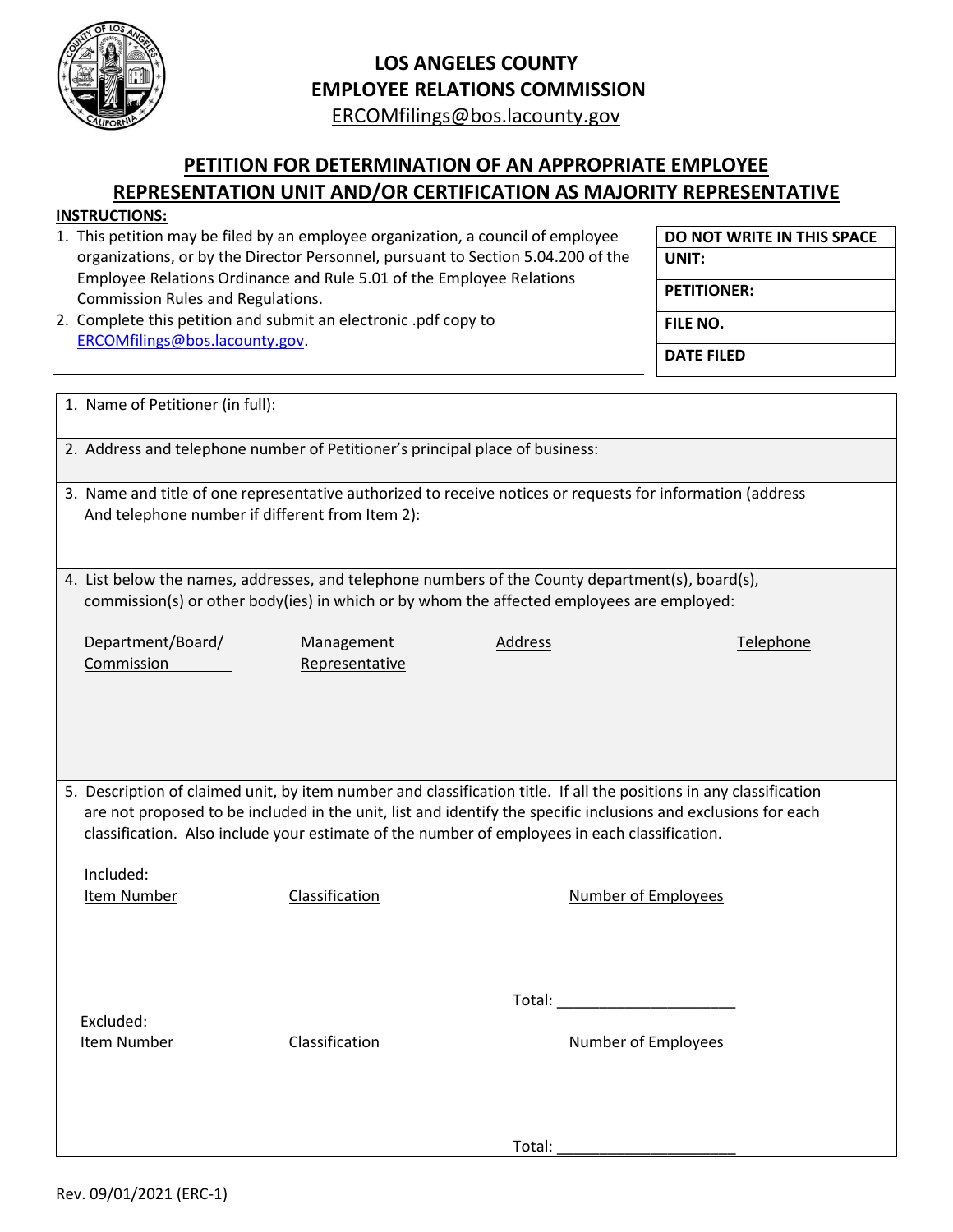# LOS ANGELES COUNTY
# EMPLOYEE RELATIONS COMMISSION

ERCOMfilings@bos.lacounty.gov

## PETITION FOR DETERMINATION OF AN APPROPRIATE EMPLOYEE REPRESENTATION UNIT AND/OR CERTIFICATION AS MAJORITY REPRESENTATIVE

**INSTRUCTIONS:**

1. This petition may be filed by an employee organization, a council of employee organizations, or by the Director Personnel, pursuant to Section 5.04.200 of the Employee Relations Ordinance and Rule 5.01 of the Employee Relations Commission Rules and Regulations.
2. Complete this petition and submit an electronic .pdf copy to ERCOMfilings@bos.lacounty.gov.

| DO NOT WRITE IN THIS SPACE |
|---|
| UNIT: |
| PETITIONER: |
| FILE NO. |
| DATE FILED |

1. Name of Petitioner (in full):

2. Address and telephone number of Petitioner's principal place of business:

3. Name and title of one representative authorized to receive notices or requests for information (address And telephone number if different from Item 2):

4. List below the names, addresses, and telephone numbers of the County department(s), board(s), commission(s) or other body(ies) in which or by whom the affected employees are employed:

| Department/Board/ Commission | Management Representative | Address | Telephone |
|---|---|---|---|
| | | | |

5. Description of claimed unit, by item number and classification title. If all the positions in any classification are not proposed to be included in the unit, list and identify the specific inclusions and exclusions for each classification. Also include your estimate of the number of employees in each classification.

Included:

| Item Number | Classification | Number of Employees |
|---|---|---|
| | | |

Total: ____________________

Excluded:

| Item Number | Classification | Number of Employees |
|---|---|---|
| | | |

Total: ____________________

Rev. 09/01/2021 (ERC-1)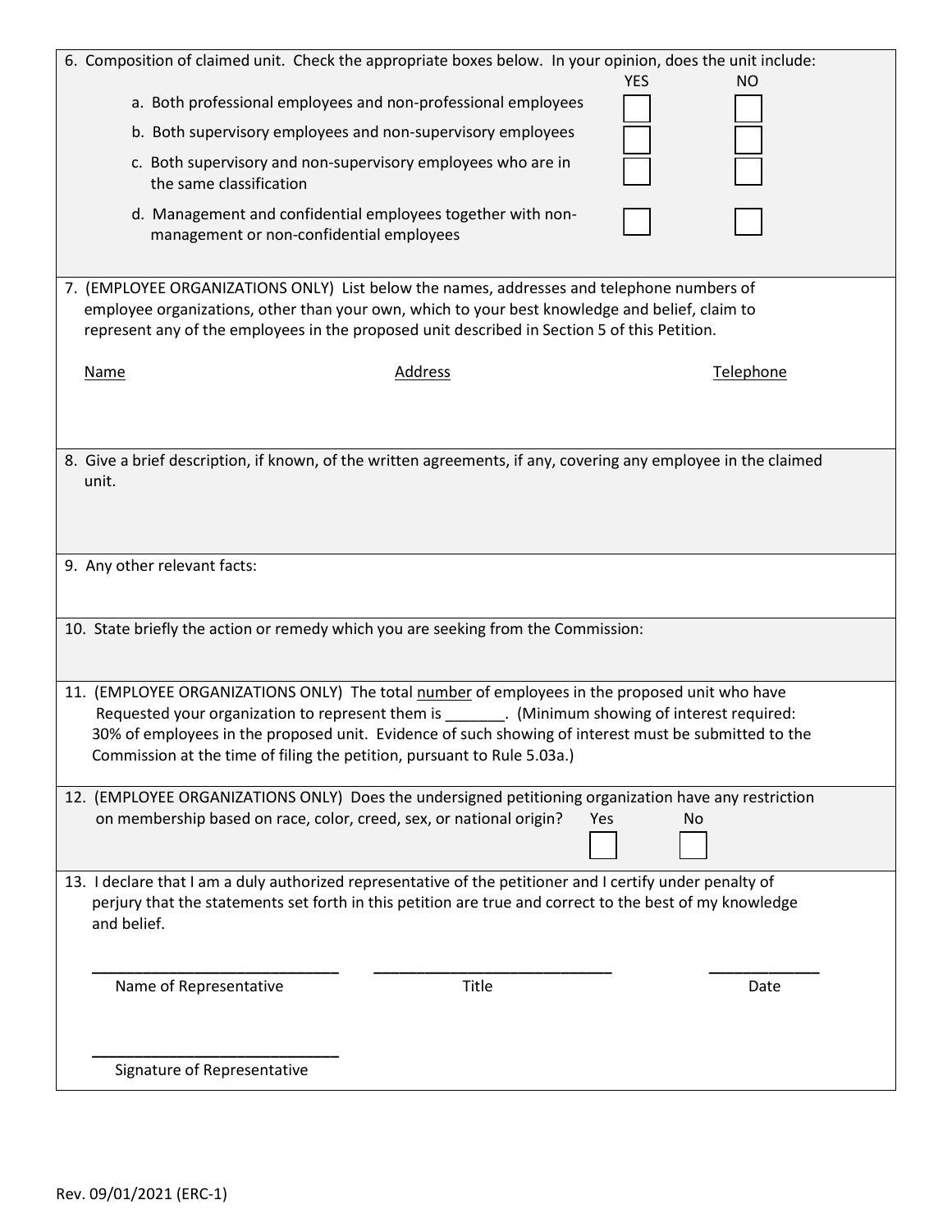6. Composition of claimed unit. Check the appropriate boxes below. In your opinion, does the unit include:

| | YES | NO |
|---|---|---|
| a. Both professional employees and non-professional employees | ☐ | ☐ |
| b. Both supervisory employees and non-supervisory employees | ☐ | ☐ |
| c. Both supervisory and non-supervisory employees who are in the same classification | ☐ | ☐ |
| d. Management and confidential employees together with non-management or non-confidential employees | ☐ | ☐ |

7. (EMPLOYEE ORGANIZATIONS ONLY) List below the names, addresses and telephone numbers of employee organizations, other than your own, which to your best knowledge and belief, claim to represent any of the employees in the proposed unit described in Section 5 of this Petition.

| Name | Address | Telephone |
|---|---|---|
| | | |

8. Give a brief description, if known, of the written agreements, if any, covering any employee in the claimed unit.

9. Any other relevant facts:

10. State briefly the action or remedy which you are seeking from the Commission:

11. (EMPLOYEE ORGANIZATIONS ONLY) The total number of employees in the proposed unit who have Requested your organization to represent them is _______. (Minimum showing of interest required: 30% of employees in the proposed unit. Evidence of such showing of interest must be submitted to the Commission at the time of filing the petition, pursuant to Rule 5.03a.)

12. (EMPLOYEE ORGANIZATIONS ONLY) Does the undersigned petitioning organization have any restriction on membership based on race, color, creed, sex, or national origin? Yes ☐ No ☐

13. I declare that I am a duly authorized representative of the petitioner and I certify under penalty of perjury that the statements set forth in this petition are true and correct to the best of my knowledge and belief.

____________________________ ____________________________ ____________

Name of Representative Title Date

____________________________

Signature of Representative

Rev. 09/01/2021 (ERC-1)